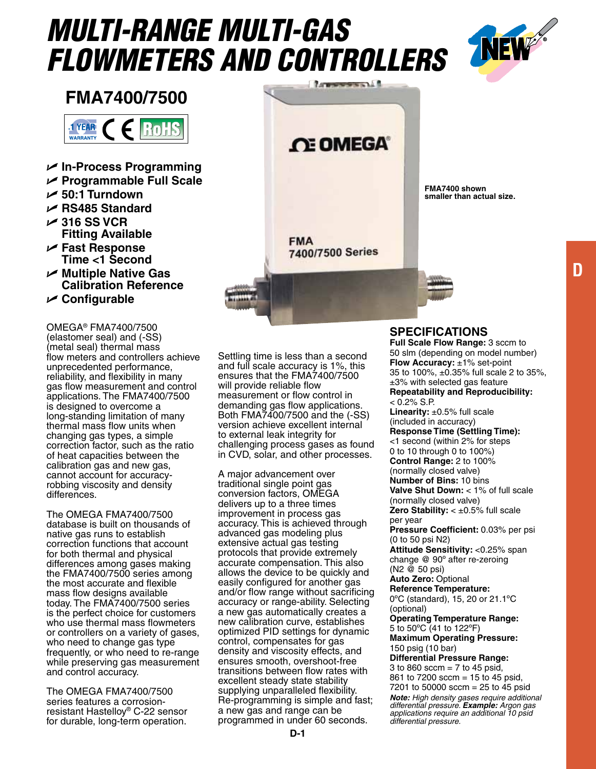# MULTI-RANGE MULTI-GAS FLOWMETERS AND CONTROLLERS

## FMA7400/7500

- In-Process Programming
- Programmable Full Scale
- 50:1 Turndown
- RS485 Standard
- 316 SS VCR Fitting Available
- Fast Response Time <1 Second
- Multiple Native Gas Calibration Reference
- Configurable

FMA7400 shown smaller than actual size.

OMEGA® FMA7400/7500 (elastomer seal) and (-SS) (metal seal) thermal mass flow meters and controllers achieve unprecedented performance, reliability, and flexibility in many gas flow measurement and control applications. The FMA7400/7500 is designed to overcome a long-standing limitation of many thermal mass flow units when changing gas types, a simple correction factor, such as the ratio of heat capacities between the calibration gas and new gas, cannot account for accuracy-robbing viscosity and density differences.

The OMEGA FMA7400/7500 database is built on thousands of native gas runs to establish correction functions that account for both thermal and physical differences among gases making the FMA7400/7500 series among the most accurate and flexible mass flow designs available today. The FMA7400/7500 series is the perfect choice for customers who use thermal mass flowmeters or controllers on a variety of gases, who need to change gas type frequently, or who need to re-range while preserving gas measurement and control accuracy.

The OMEGA FMA7400/7500 series features a corrosion-resistant Hastelloy® C-22 sensor for durable, long-term operation. Settling time is less than a second and full scale accuracy is 1%, this ensures that the FMA7400/7500 will provide reliable flow measurement or flow control in demanding gas flow applications. Both FMA7400/7500 and the (-SS) version achieve excellent internal to external leak integrity for challenging process gases as found in CVD, solar, and other processes.

A major advancement over traditional single point gas conversion factors, OMEGA delivers up to a three times improvement in process gas accuracy. This is achieved through advanced gas modeling plus extensive actual gas testing protocols that provide extremely accurate compensation. This also allows the device to be quickly and easily configured for another gas and/or flow range without sacrificing accuracy or range-ability. Selecting a new gas automatically creates a new calibration curve, establishes optimized PID settings for dynamic control, compensates for gas density and viscosity effects, and ensures smooth, overshoot-free transitions between flow rates with excellent steady state stability supplying unparalleled flexibility. Re-programming is simple and fast; a new gas and range can be programmed in under 60 seconds.

## SPECIFICATIONS

**Full Scale Flow Range:** 3 sccm to 50 slm (depending on model number)
**Flow Accuracy:** ±1% set-point 35 to 100%, ±0.35% full scale 2 to 35%, ±3% with selected gas feature
**Repeatability and Reproducibility:** < 0.2% S.P.
**Linearity:** ±0.5% full scale (included in accuracy)
**Response Time (Settling Time):** <1 second (within 2% for steps 0 to 10 through 0 to 100%)
**Control Range:** 2 to 100% (normally closed valve)
**Number of Bins:** 10 bins
**Valve Shut Down:** < 1% of full scale (normally closed valve)
**Zero Stability:** < ±0.5% full scale per year
**Pressure Coefficient:** 0.03% per psi (0 to 50 psi N2)
**Attitude Sensitivity:** <0.25% span change @ 90° after re-zeroing (N2 @ 50 psi)
**Auto Zero:** Optional
**Reference Temperature:** 0°C (standard), 15, 20 or 21.1°C (optional)
**Operating Temperature Range:** 5 to 50°C (41 to 122°F)
**Maximum Operating Pressure:** 150 psig (10 bar)
**Differential Pressure Range:** 3 to 860 sccm = 7 to 45 psid, 861 to 7200 sccm = 15 to 45 psid, 7201 to 50000 sccm = 25 to 45 psid

***Note:*** *High density gases require additional differential pressure.* ***Example:*** *Argon gas applications require an additional 10 psid differential pressure.*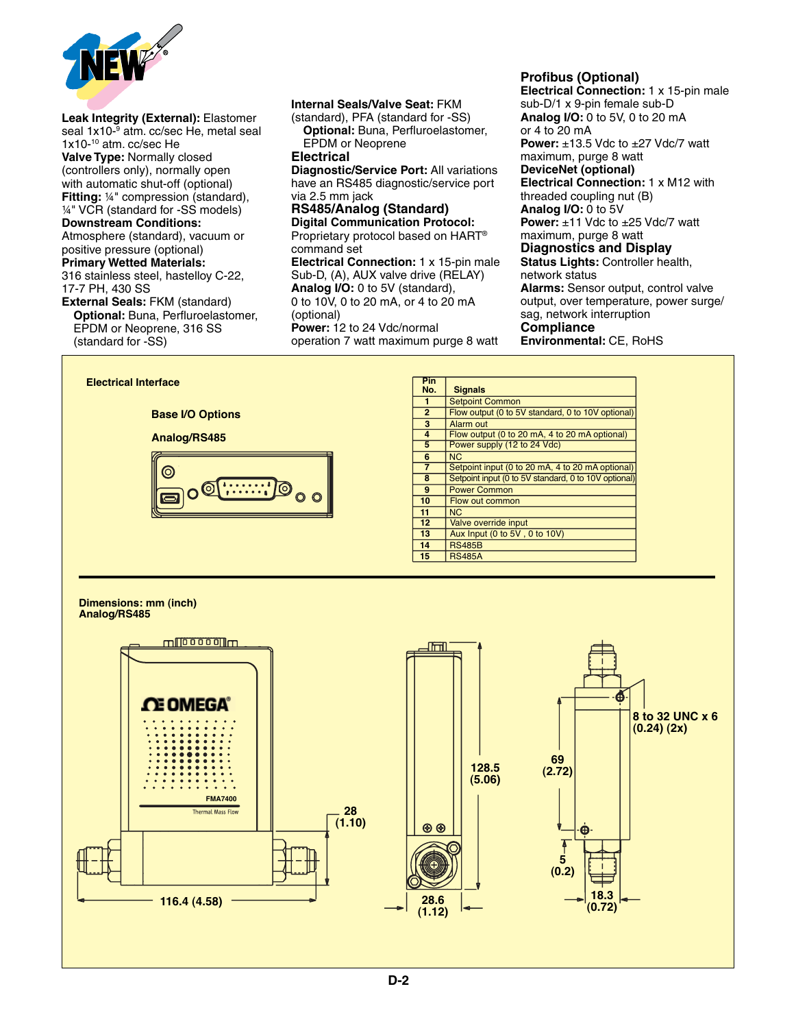**Leak Integrity (External):** Elastomer seal 1x10-$^{9}$ atm. cc/sec He, metal seal 1x10-$^{10}$ atm. cc/sec He
**Valve Type:** Normally closed (controllers only), normally open with automatic shut-off (optional)
**Fitting:** ¼" compression (standard), ¼" VCR (standard for -SS models)
**Downstream Conditions:** Atmosphere (standard), vacuum or positive pressure (optional)
**Primary Wetted Materials:** 316 stainless steel, hastelloy C-22, 17-7 PH, 430 SS
**External Seals:** FKM (standard)
**Optional:** Buna, Perfluroelastomer, EPDM or Neoprene, 316 SS (standard for -SS)
**Internal Seals/Valve Seat:** FKM (standard), PFA (standard for -SS)
**Optional:** Buna, Perfluroelastomer, EPDM or Neoprene

## Electrical

**Diagnostic/Service Port:** All variations have an RS485 diagnostic/service port via 2.5 mm jack

### RS485/Analog (Standard)

**Digital Communication Protocol:** Proprietary protocol based on HART® command set
**Electrical Connection:** 1 x 15-pin male Sub-D, (A), AUX valve drive (RELAY)
**Analog I/O:** 0 to 5V (standard), 0 to 10V, 0 to 20 mA, or 4 to 20 mA (optional)
**Power:** 12 to 24 Vdc/normal operation 7 watt maximum purge 8 watt

### Profibus (Optional)

**Electrical Connection:** 1 x 15-pin male sub-D/1 x 9-pin female sub-D
**Analog I/O:** 0 to 5V, 0 to 20 mA or 4 to 20 mA
**Power:** ±13.5 Vdc to ±27 Vdc/7 watt maximum, purge 8 watt

### DeviceNet (optional)

**Electrical Connection:** 1 x M12 with threaded coupling nut (B)
**Analog I/O:** 0 to 5V
**Power:** ±11 Vdc to ±25 Vdc/7 watt maximum, purge 8 watt

## Diagnostics and Display

**Status Lights:** Controller health, network status
**Alarms:** Sensor output, control valve output, over temperature, power surge/ sag, network interruption

## Compliance

**Environmental:** CE, RoHS

**Electrical Interface**

**Base I/O Options**

**Analog/RS485**

| Pin No. | Signals |
|---|---|
| 1 | Setpoint Common |
| 2 | Flow output (0 to 5V standard, 0 to 10V optional) |
| 3 | Alarm out |
| 4 | Flow output (0 to 20 mA, 4 to 20 mA optional) |
| 5 | Power supply (12 to 24 Vdc) |
| 6 | NC |
| 7 | Setpoint input (0 to 20 mA, 4 to 20 mA optional) |
| 8 | Setpoint input (0 to 5V standard, 0 to 10V optional) |
| 9 | Power Common |
| 10 | Flow out common |
| 11 | NC |
| 12 | Valve override input |
| 13 | Aux Input (0 to 5V , 0 to 10V) |
| 14 | RS485B |
| 15 | RS485A |

**Dimensions: mm (inch)**
**Analog/RS485**

OMEGA FMA7400 Thermal Mass Flow

28 (1.10)
116.4 (4.58)
128.5 (5.06)
28.6 (1.12)
69 (2.72)
5 (0.2)
18.3 (0.72)
8 to 32 UNC x 6 (0.24) (2x)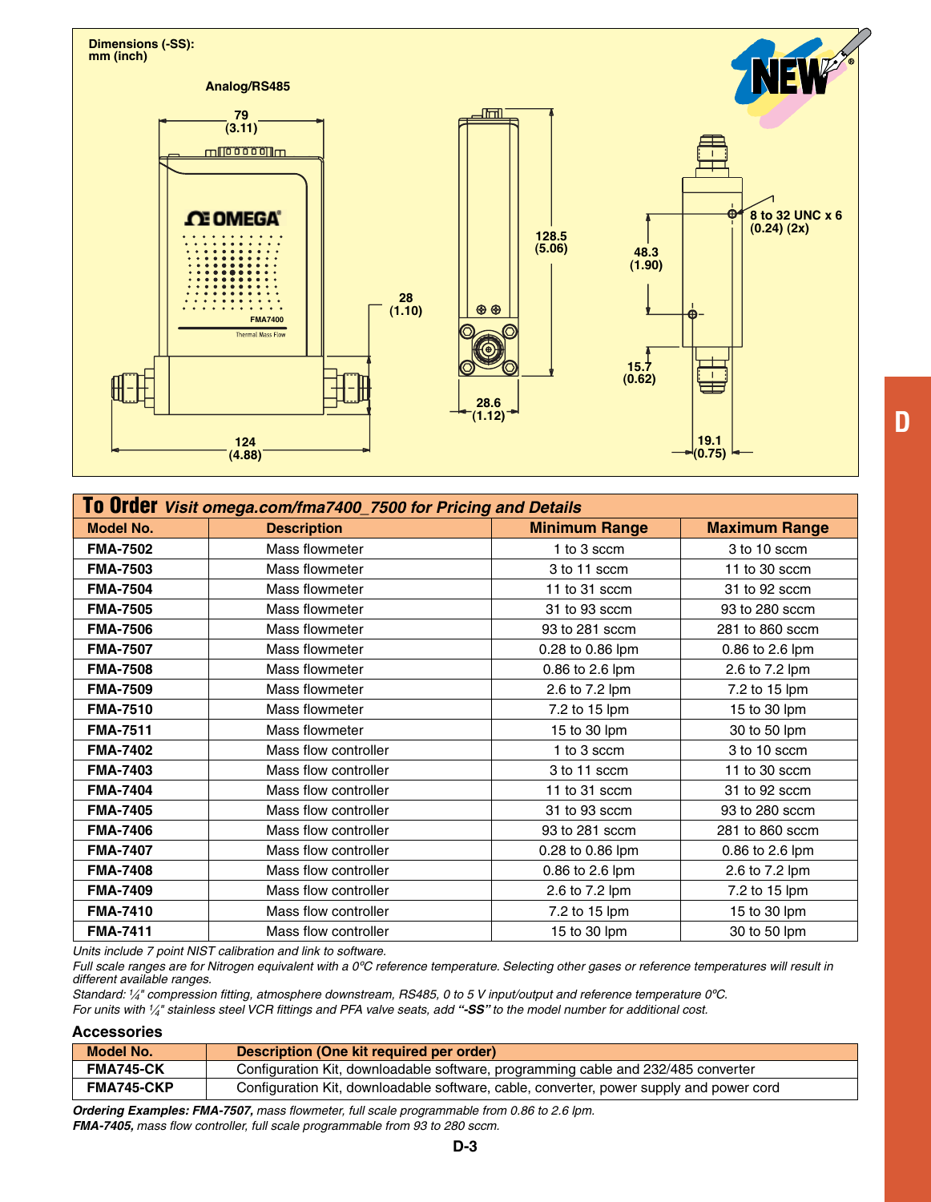**Dimensions (-SS):**
**mm (inch)**

**Analog/RS485**

79 (3.11)

28 (1.10)

128.5 (5.06)

48.3 (1.90)

8 to 32 UNC x 6 (0.24) (2x)

15.7 (0.62)

28.6 (1.12)

124 (4.88)

19.1 (0.75)

OMEGA

FMA7400

Thermal Mass Flow

NEW

## To Order *Visit omega.com/fma7400_7500 for Pricing and Details*

| Model No. | Description | Minimum Range | Maximum Range |
|---|---|---|---|
| **FMA-7502** | Mass flowmeter | 1 to 3 sccm | 3 to 10 sccm |
| **FMA-7503** | Mass flowmeter | 3 to 11 sccm | 11 to 30 sccm |
| **FMA-7504** | Mass flowmeter | 11 to 31 sccm | 31 to 92 sccm |
| **FMA-7505** | Mass flowmeter | 31 to 93 sccm | 93 to 280 sccm |
| **FMA-7506** | Mass flowmeter | 93 to 281 sccm | 281 to 860 sccm |
| **FMA-7507** | Mass flowmeter | 0.28 to 0.86 lpm | 0.86 to 2.6 lpm |
| **FMA-7508** | Mass flowmeter | 0.86 to 2.6 lpm | 2.6 to 7.2 lpm |
| **FMA-7509** | Mass flowmeter | 2.6 to 7.2 lpm | 7.2 to 15 lpm |
| **FMA-7510** | Mass flowmeter | 7.2 to 15 lpm | 15 to 30 lpm |
| **FMA-7511** | Mass flowmeter | 15 to 30 lpm | 30 to 50 lpm |
| **FMA-7402** | Mass flow controller | 1 to 3 sccm | 3 to 10 sccm |
| **FMA-7403** | Mass flow controller | 3 to 11 sccm | 11 to 30 sccm |
| **FMA-7404** | Mass flow controller | 11 to 31 sccm | 31 to 92 sccm |
| **FMA-7405** | Mass flow controller | 31 to 93 sccm | 93 to 280 sccm |
| **FMA-7406** | Mass flow controller | 93 to 281 sccm | 281 to 860 sccm |
| **FMA-7407** | Mass flow controller | 0.28 to 0.86 lpm | 0.86 to 2.6 lpm |
| **FMA-7408** | Mass flow controller | 0.86 to 2.6 lpm | 2.6 to 7.2 lpm |
| **FMA-7409** | Mass flow controller | 2.6 to 7.2 lpm | 7.2 to 15 lpm |
| **FMA-7410** | Mass flow controller | 7.2 to 15 lpm | 15 to 30 lpm |
| **FMA-7411** | Mass flow controller | 15 to 30 lpm | 30 to 50 lpm |

*Units include 7 point NIST calibration and link to software.*

*Full scale ranges are for Nitrogen equivalent with a 0ºC reference temperature. Selecting other gases or reference temperatures will result in different available ranges.*

*Standard: ¼" compression fitting, atmosphere downstream, RS485, 0 to 5 V input/output and reference temperature 0ºC.*

*For units with ¼" stainless steel VCR fittings and PFA valve seats, add **"-SS"** to the model number for additional cost.*

### Accessories

| Model No. | Description (One kit required per order) |
|---|---|
| **FMA745-CK** | Configuration Kit, downloadable software, programming cable and 232/485 converter |
| **FMA745-CKP** | Configuration Kit, downloadable software, cable, converter, power supply and power cord |

***Ordering Examples: FMA-7507,*** *mass flowmeter, full scale programmable from 0.86 to 2.6 lpm.*

***FMA-7405,*** *mass flow controller, full scale programmable from 93 to 280 sccm.*